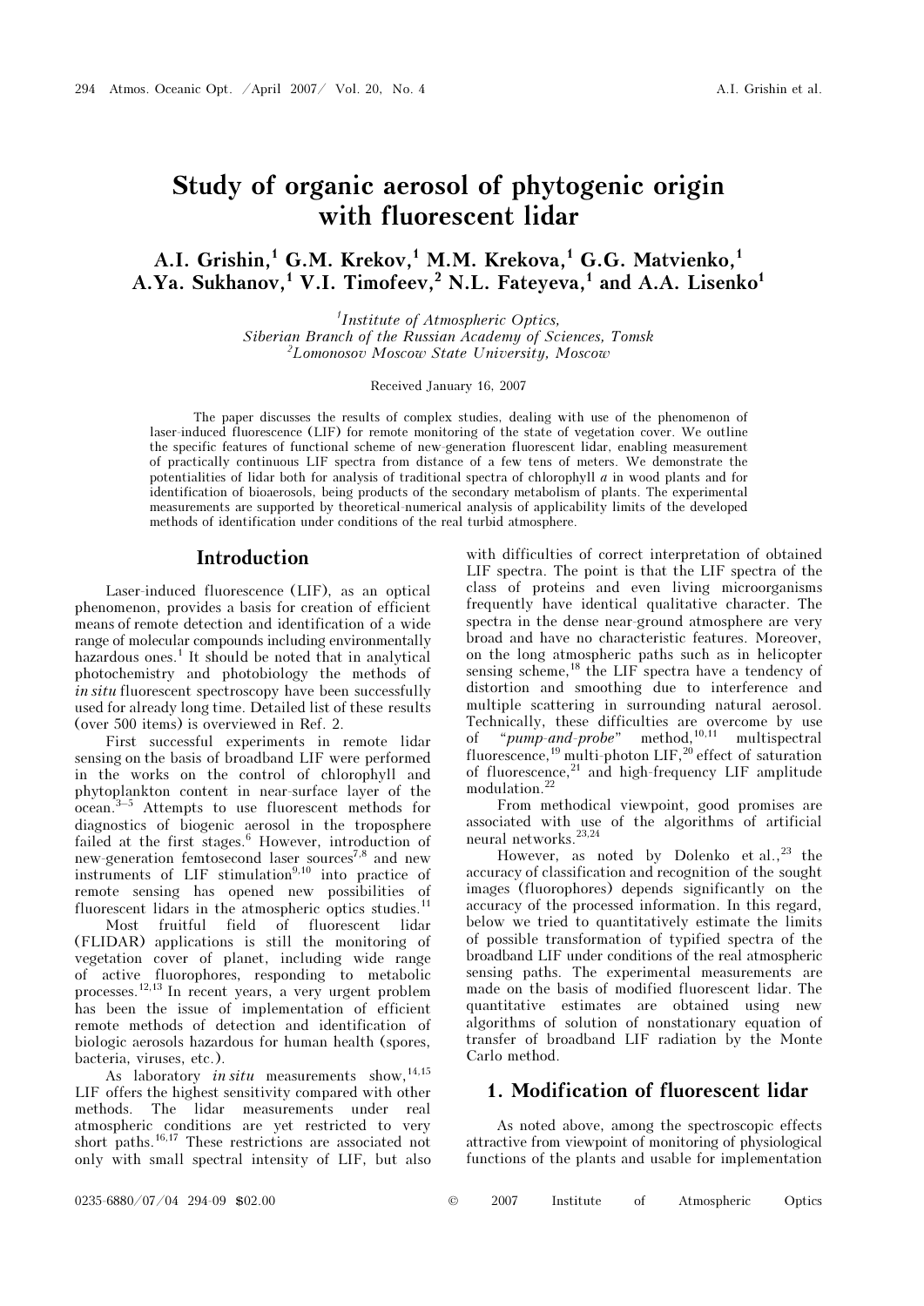# Study of organic aerosol of phytogenic origin with fluorescent lidar

A.I. Grishin,[1] G.M. Krekov,[1] M.M. Krekova,[1] G.G. Matvienko,[1] A.Ya. Sukhanov,[1] V.I. Timofeev,[2] N.L. Fateyeva,[1] and A.A. Lisenko[1]

[1]*Institute of Atmospheric Optics, Siberian Branch of the Russian Academy of Sciences, Tomsk*
[2]*Lomonosov Moscow State University, Moscow*

Received January 16, 2007

The paper discusses the results of complex studies, dealing with use of the phenomenon of laser-induced fluorescence (LIF) for remote monitoring of the state of vegetation cover. We outline the specific features of functional scheme of new-generation fluorescent lidar, enabling measurement of practically continuous LIF spectra from distance of a few tens of meters. We demonstrate the potentialities of lidar both for analysis of traditional spectra of chlorophyll *a* in wood plants and for identification of bioaerosols, being products of the secondary metabolism of plants. The experimental measurements are supported by theoretical-numerical analysis of applicability limits of the developed methods of identification under conditions of the real turbid atmosphere.

## Introduction

Laser-induced fluorescence (LIF), as an optical phenomenon, provides a basis for creation of efficient means of remote detection and identification of a wide range of molecular compounds including environmentally hazardous ones.[1] It should be noted that in analytical photochemistry and photobiology the methods of *in situ* fluorescent spectroscopy have been successfully used for already long time. Detailed list of these results (over 500 items) is overviewed in Ref. 2.

First successful experiments in remote lidar sensing on the basis of broadband LIF were performed in the works on the control of chlorophyll and phytoplankton content in near-surface layer of the ocean.[3–5] Attempts to use fluorescent methods for diagnostics of biogenic aerosol in the troposphere failed at the first stages.[6] However, introduction of new-generation femtosecond laser sources[7,8] and new instruments of LIF stimulation[9,10] into practice of remote sensing has opened new possibilities of fluorescent lidars in the atmospheric optics studies.[11]

Most fruitful field of fluorescent lidar (FLIDAR) applications is still the monitoring of vegetation cover of planet, including wide range of active fluorophores, responding to metabolic processes.[12,13] In recent years, a very urgent problem has been the issue of implementation of efficient remote methods of detection and identification of biologic aerosols hazardous for human health (spores, bacteria, viruses, etc.).

As laboratory *in situ* measurements show,[14,15] LIF offers the highest sensitivity compared with other methods. The lidar measurements under real atmospheric conditions are yet restricted to very short paths.[16,17] These restrictions are associated not only with small spectral intensity of LIF, but also with difficulties of correct interpretation of obtained LIF spectra. The point is that the LIF spectra of the class of proteins and even living microorganisms frequently have identical qualitative character. The spectra in the dense near-ground atmosphere are very broad and have no characteristic features. Moreover, on the long atmospheric paths such as in helicopter sensing scheme,[18] the LIF spectra have a tendency of distortion and smoothing due to interference and multiple scattering in surrounding natural aerosol. Technically, these difficulties are overcome by use of "*pump-and-probe*" method,[10,11] multispectral fluorescence,[19] multi-photon LIF,[20] effect of saturation of fluorescence,[21] and high-frequency LIF amplitude modulation.[22]

From methodical viewpoint, good promises are associated with use of the algorithms of artificial neural networks.[23,24]

However, as noted by Dolenko et al.,[23] the accuracy of classification and recognition of the sought images (fluorophores) depends significantly on the accuracy of the processed information. In this regard, below we tried to quantitatively estimate the limits of possible transformation of typified spectra of the broadband LIF under conditions of the real atmospheric sensing paths. The experimental measurements are made on the basis of modified fluorescent lidar. The quantitative estimates are obtained using new algorithms of solution of nonstationary equation of transfer of broadband LIF radiation by the Monte Carlo method.

## 1. Modification of fluorescent lidar

As noted above, among the spectroscopic effects attractive from viewpoint of monitoring of physiological functions of the plants and usable for implementation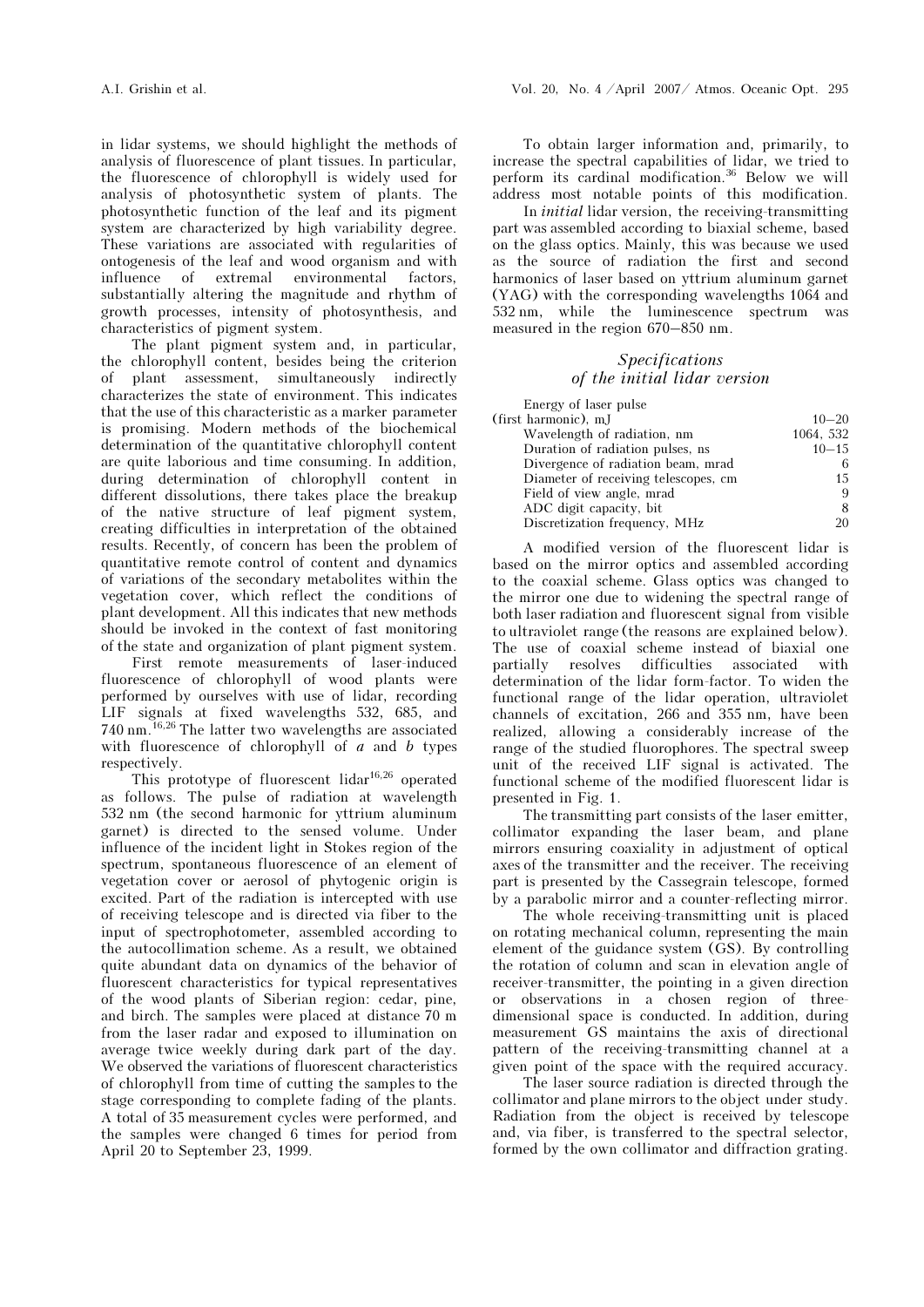in lidar systems, we should highlight the methods of analysis of fluorescence of plant tissues. In particular, the fluorescence of chlorophyll is widely used for analysis of photosynthetic system of plants. The photosynthetic function of the leaf and its pigment system are characterized by high variability degree. These variations are associated with regularities of ontogenesis of the leaf and wood organism and with influence of extremal environmental factors, substantially altering the magnitude and rhythm of growth processes, intensity of photosynthesis, and characteristics of pigment system.

The plant pigment system and, in particular, the chlorophyll content, besides being the criterion of plant assessment, simultaneously indirectly characterizes the state of environment. This indicates that the use of this characteristic as a marker parameter is promising. Modern methods of the biochemical determination of the quantitative chlorophyll content are quite laborious and time consuming. In addition, during determination of chlorophyll content in different dissolutions, there takes place the breakup of the native structure of leaf pigment system, creating difficulties in interpretation of the obtained results. Recently, of concern has been the problem of quantitative remote control of content and dynamics of variations of the secondary metabolites within the vegetation cover, which reflect the conditions of plant development. All this indicates that new methods should be invoked in the context of fast monitoring of the state and organization of plant pigment system.

First remote measurements of laser-induced fluorescence of chlorophyll of wood plants were performed by ourselves with use of lidar, recording LIF signals at fixed wavelengths 532, 685, and 740 nm.[16,26] The latter two wavelengths are associated with fluorescence of chlorophyll of *a* and *b* types respectively.

This prototype of fluorescent lidar[16,26] operated as follows. The pulse of radiation at wavelength 532 nm (the second harmonic for yttrium aluminum garnet) is directed to the sensed volume. Under influence of the incident light in Stokes region of the spectrum, spontaneous fluorescence of an element of vegetation cover or aerosol of phytogenic origin is excited. Part of the radiation is intercepted with use of receiving telescope and is directed via fiber to the input of spectrophotometer, assembled according to the autocollimation scheme. As a result, we obtained quite abundant data on dynamics of the behavior of fluorescent characteristics for typical representatives of the wood plants of Siberian region: cedar, pine, and birch. The samples were placed at distance 70 m from the laser radar and exposed to illumination on average twice weekly during dark part of the day. We observed the variations of fluorescent characteristics of chlorophyll from time of cutting the samples to the stage corresponding to complete fading of the plants. A total of 35 measurement cycles were performed, and the samples were changed 6 times for period from April 20 to September 23, 1999.

To obtain larger information and, primarily, to increase the spectral capabilities of lidar, we tried to perform its cardinal modification.[36] Below we will address most notable points of this modification.

In *initial* lidar version, the receiving-transmitting part was assembled according to biaxial scheme, based on the glass optics. Mainly, this was because we used as the source of radiation the first and second harmonics of laser based on yttrium aluminum garnet (YAG) with the corresponding wavelengths 1064 and 532 nm, while the luminescence spectrum was measured in the region 670–850 nm.

### *Specifications of the initial lidar version*

| | |
|---|---|
| Energy of laser pulse (first harmonic), mJ | 10–20 |
| Wavelength of radiation, nm | 1064, 532 |
| Duration of radiation pulses, ns | 10–15 |
| Divergence of radiation beam, mrad | 6 |
| Diameter of receiving telescopes, cm | 15 |
| Field of view angle, mrad | 9 |
| ADC digit capacity, bit | 8 |
| Discretization frequency, MHz | 20 |

A modified version of the fluorescent lidar is based on the mirror optics and assembled according to the coaxial scheme. Glass optics was changed to the mirror one due to widening the spectral range of both laser radiation and fluorescent signal from visible to ultraviolet range (the reasons are explained below). The use of coaxial scheme instead of biaxial one partially resolves difficulties associated with determination of the lidar form-factor. To widen the functional range of the lidar operation, ultraviolet channels of excitation, 266 and 355 nm, have been realized, allowing a considerably increase of the range of the studied fluorophores. The spectral sweep unit of the received LIF signal is activated. The functional scheme of the modified fluorescent lidar is presented in Fig. 1.

The transmitting part consists of the laser emitter, collimator expanding the laser beam, and plane mirrors ensuring coaxiality in adjustment of optical axes of the transmitter and the receiver. The receiving part is presented by the Cassegrain telescope, formed by a parabolic mirror and a counter-reflecting mirror.

The whole receiving-transmitting unit is placed on rotating mechanical column, representing the main element of the guidance system (GS). By controlling the rotation of column and scan in elevation angle of receiver-transmitter, the pointing in a given direction or observations in a chosen region of three-dimensional space is conducted. In addition, during measurement GS maintains the axis of directional pattern of the receiving-transmitting channel at a given point of the space with the required accuracy.

The laser source radiation is directed through the collimator and plane mirrors to the object under study. Radiation from the object is received by telescope and, via fiber, is transferred to the spectral selector, formed by the own collimator and diffraction grating.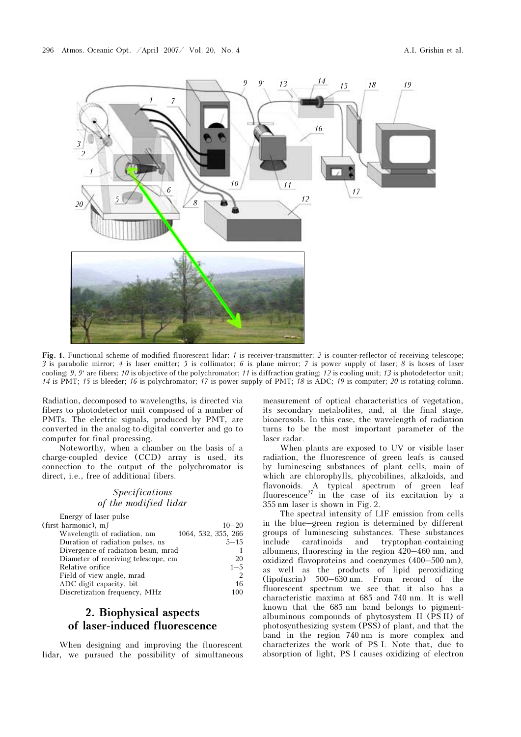Fig. 1. Functional scheme of modified fluorescent lidar: *1* is receiver-transmitter; *2* is counter-reflector of receiving telescope; *3* is parabolic mirror; *4* is laser emitter; *5* is collimator; *6* is plane mirror; *7* is power supply of laser; *8* is hoses of laser cooling; *9*, *9′* are fibers; *10* is objective of the polychromator; *11* is diffraction grating; *12* is cooling unit; *13* is photodetector unit; *14* is PMT; *15* is bleeder; *16* is polychromator; *17* is power supply of PMT; *18* is ADC; *19* is computer; *20* is rotating column.

Radiation, decomposed to wavelengths, is directed via fibers to photodetector unit composed of a number of PMTs. The electric signals, produced by PMT, are converted in the analog-to-digital converter and go to computer for final processing.

Noteworthy, when a chamber on the basis of a charge-coupled device (CCD) array is used, its connection to the output of the polychromator is direct, i.e., free of additional fibers.

### *Specifications of the modified lidar*

| | |
|---|---|
| Energy of laser pulse (first harmonic), mJ | 10–20 |
| Wavelength of radiation, nm | 1064, 532, 355, 266 |
| Duration of radiation pulses, ns | 5–15 |
| Divergence of radiation beam, mrad | 1 |
| Diameter of receiving telescope, cm | 20 |
| Relative orifice | 1–5 |
| Field of view angle, mrad | 2 |
| ADC digit capacity, bit | 16 |
| Discretization frequency, MHz | 100 |

## 2. Biophysical aspects of laser-induced fluorescence

When designing and improving the fluorescent lidar, we pursued the possibility of simultaneous measurement of optical characteristics of vegetation, its secondary metabolites, and, at the final stage, bioaerosols. In this case, the wavelength of radiation turns to be the most important parameter of the laser radar.

When plants are exposed to UV or visible laser radiation, the fluorescence of green leafs is caused by luminescing substances of plant cells, main of which are chlorophylls, phycobilines, alkaloids, and flavonoids. A typical spectrum of green leaf fluorescence[27] in the case of its excitation by a 355 nm laser is shown in Fig. 2.

The spectral intensity of LIF emission from cells in the blue–green region is determined by different groups of luminescing substances. These substances include caratinoids and tryptophan-containing albumens, fluorescing in the region 420–460 nm, and oxidized flavoproteins and coenzymes (400–500 nm), as well as the products of lipid peroxidizing (lipofuscin) 500–630 nm. From record of the fluorescent spectrum we see that it also has a characteristic maxima at 685 and 740 nm. It is well known that the 685 nm band belongs to pigment-albuminous compounds of phytosystem II (PS II) of photosynthesizing system (PSS) of plant, and that the band in the region 740 nm is more complex and characterizes the work of PS I. Note that, due to absorption of light, PS I causes oxidizing of electron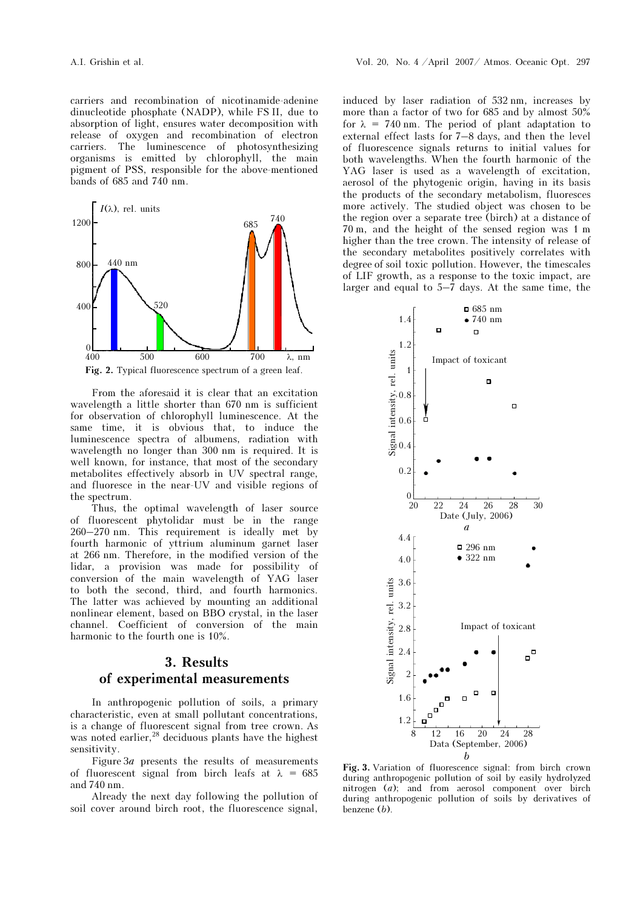carriers and recombination of nicotinamide-adenine dinucleotide phosphate (NADP), while FS II, due to absorption of light, ensures water decomposition with release of oxygen and recombination of electron carriers. The luminescence of photosynthesizing organisms is emitted by chlorophyll, the main pigment of PSS, responsible for the above-mentioned bands of 685 and 740 nm.

**Fig. 2.** Typical fluorescence spectrum of a green leaf.

From the aforesaid it is clear that an excitation wavelength a little shorter than 670 nm is sufficient for observation of chlorophyll luminescence. At the same time, it is obvious that, to induce the luminescence spectra of albumens, radiation with wavelength no longer than 300 nm is required. It is well known, for instance, that most of the secondary metabolites effectively absorb in UV spectral range, and fluoresce in the near-UV and visible regions of the spectrum.

Thus, the optimal wavelength of laser source of fluorescent phytolidar must be in the range 260–270 nm. This requirement is ideally met by fourth harmonic of yttrium aluminum garnet laser at 266 nm. Therefore, in the modified version of the lidar, a provision was made for possibility of conversion of the main wavelength of YAG laser to both the second, third, and fourth harmonics. The latter was achieved by mounting an additional nonlinear element, based on BBO crystal, in the laser channel. Coefficient of conversion of the main harmonic to the fourth one is 10%.

## 3. Results of experimental measurements

In anthropogenic pollution of soils, a primary characteristic, even at small pollutant concentrations, is a change of fluorescent signal from tree crown. As was noted earlier,[28] deciduous plants have the highest sensitivity.

Figure 3*a* presents the results of measurements of fluorescent signal from birch leafs at $\lambda$ = 685 and 740 nm.

Already the next day following the pollution of soil cover around birch root, the fluorescence signal, induced by laser radiation of 532 nm, increases by more than a factor of two for 685 and by almost 50% for $\lambda$ = 740 nm. The period of plant adaptation to external effect lasts for 7–8 days, and then the level of fluorescence signals returns to initial values for both wavelengths. When the fourth harmonic of the YAG laser is used as a wavelength of excitation, aerosol of the phytogenic origin, having in its basis the products of the secondary metabolism, fluoresces more actively. The studied object was chosen to be the region over a separate tree (birch) at a distance of 70 m, and the height of the sensed region was 1 m higher than the tree crown. The intensity of release of the secondary metabolites positively correlates with degree of soil toxic pollution. However, the timescales of LIF growth, as a response to the toxic impact, are larger and equal to 5–7 days. At the same time, the

**Fig. 3.** Variation of fluorescence signal: from birch crown during anthropogenic pollution of soil by easily hydrolyzed nitrogen (*a*); and from aerosol component over birch during anthropogenic pollution of soils by derivatives of benzene (*b*).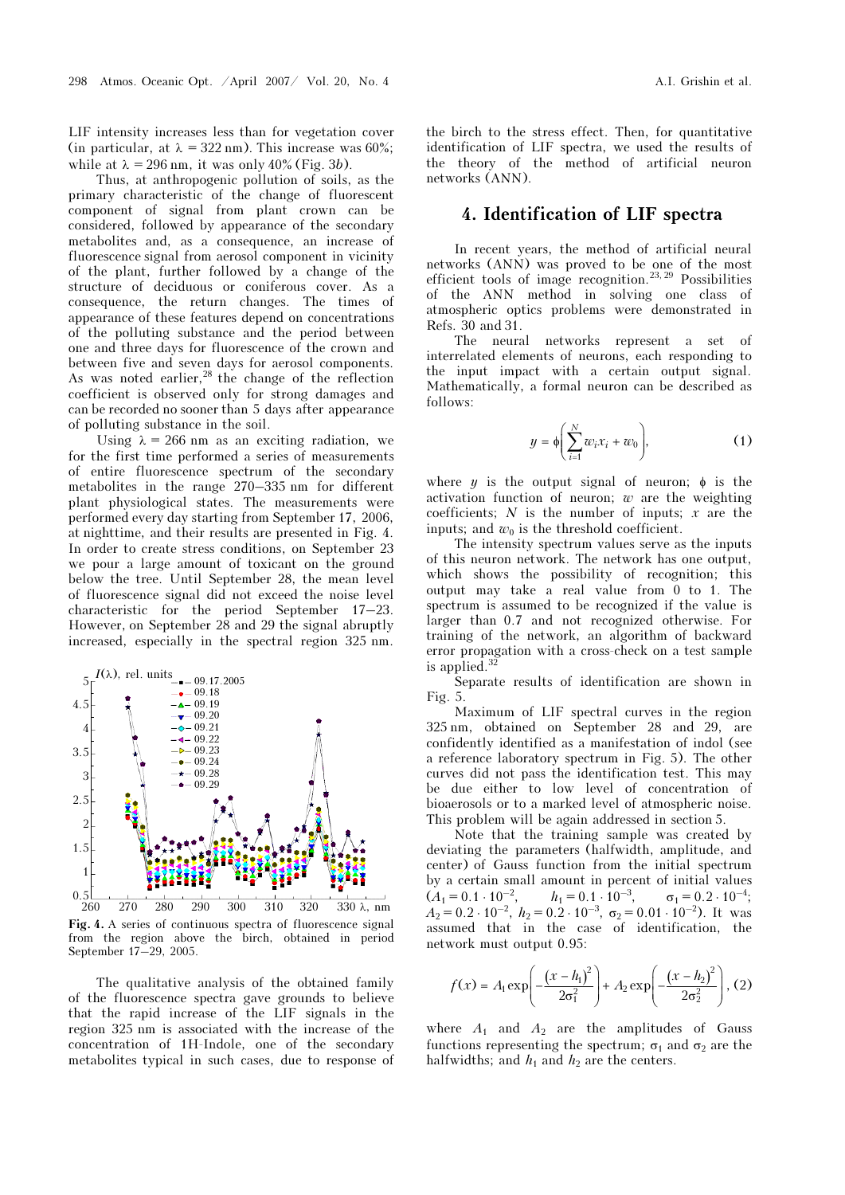LIF intensity increases less than for vegetation cover (in particular, at $\lambda = 322$ nm). This increase was 60%; while at $\lambda = 296$ nm, it was only 40% (Fig. 3*b*).

Thus, at anthropogenic pollution of soils, as the primary characteristic of the change of fluorescent component of signal from plant crown can be considered, followed by appearance of the secondary metabolites and, as a consequence, an increase of fluorescence signal from aerosol component in vicinity of the plant, further followed by a change of the structure of deciduous or coniferous cover. As a consequence, the return changes. The times of appearance of these features depend on concentrations of the polluting substance and the period between one and three days for fluorescence of the crown and between five and seven days for aerosol components. As was noted earlier,[28] the change of the reflection coefficient is observed only for strong damages and can be recorded no sooner than 5 days after appearance of polluting substance in the soil.

Using $\lambda = 266$ nm as an exciting radiation, we for the first time performed a series of measurements of entire fluorescence spectrum of the secondary metabolites in the range 270–335 nm for different plant physiological states. The measurements were performed every day starting from September 17, 2006, at nighttime, and their results are presented in Fig. 4. In order to create stress conditions, on September 23 we pour a large amount of toxicant on the ground below the tree. Until September 28, the mean level of fluorescence signal did not exceed the noise level characteristic for the period September 17–23. However, on September 28 and 29 the signal abruptly increased, especially in the spectral region 325 nm.

**Fig. 4.** A series of continuous spectra of fluorescence signal from the region above the birch, obtained in period September 17–29, 2005.

The qualitative analysis of the obtained family of the fluorescence spectra gave grounds to believe that the rapid increase of the LIF signals in the region 325 nm is associated with the increase of the concentration of 1H-Indole, one of the secondary metabolites typical in such cases, due to response of the birch to the stress effect. Then, for quantitative identification of LIF spectra, we used the results of the theory of the method of artificial neuron networks (ANN).

## 4. Identification of LIF spectra

In recent years, the method of artificial neural networks (ANN) was proved to be one of the most efficient tools of image recognition.[23, 29] Possibilities of the ANN method in solving one class of atmospheric optics problems were demonstrated in Refs. 30 and 31.

The neural networks represent a set of interrelated elements of neurons, each responding to the input impact with a certain output signal. Mathematically, a formal neuron can be described as follows:

$$y = \phi\left(\sum_{i=1}^{N} w_i x_i + w_0\right), \quad (1)$$

where $y$ is the output signal of neuron; $\phi$ is the activation function of neuron; $w$ are the weighting coefficients; $N$ is the number of inputs; $x$ are the inputs; and $w_0$ is the threshold coefficient.

The intensity spectrum values serve as the inputs of this neuron network. The network has one output, which shows the possibility of recognition; this output may take a real value from 0 to 1. The spectrum is assumed to be recognized if the value is larger than 0.7 and not recognized otherwise. For training of the network, an algorithm of backward error propagation with a cross-check on a test sample is applied.[32]

Separate results of identification are shown in Fig. 5.

Maximum of LIF spectral curves in the region 325 nm, obtained on September 28 and 29, are confidently identified as a manifestation of indol (see a reference laboratory spectrum in Fig. 5). The other curves did not pass the identification test. This may be due either to low level of concentration of bioaerosols or to a marked level of atmospheric noise. This problem will be again addressed in section 5.

Note that the training sample was created by deviating the parameters (halfwidth, amplitude, and center) of Gauss function from the initial spectrum by a certain small amount in percent of initial values ($A_1 = 0.1 \cdot 10^{-2}$, $h_1 = 0.1 \cdot 10^{-3}$, $\sigma_1 = 0.2 \cdot 10^{-4}$; $A_2 = 0.2 \cdot 10^{-2}$, $h_2 = 0.2 \cdot 10^{-3}$, $\sigma_2 = 0.01 \cdot 10^{-2}$). It was assumed that in the case of identification, the network must output 0.95:

$$f(x) = A_1 \exp\left(-\frac{(x-h_1)^2}{2\sigma_1^2}\right) + A_2 \exp\left(-\frac{(x-h_2)^2}{2\sigma_2^2}\right), \quad (2)$$

where $A_1$ and $A_2$ are the amplitudes of Gauss functions representing the spectrum; $\sigma_1$ and $\sigma_2$ are the halfwidths; and $h_1$ and $h_2$ are the centers.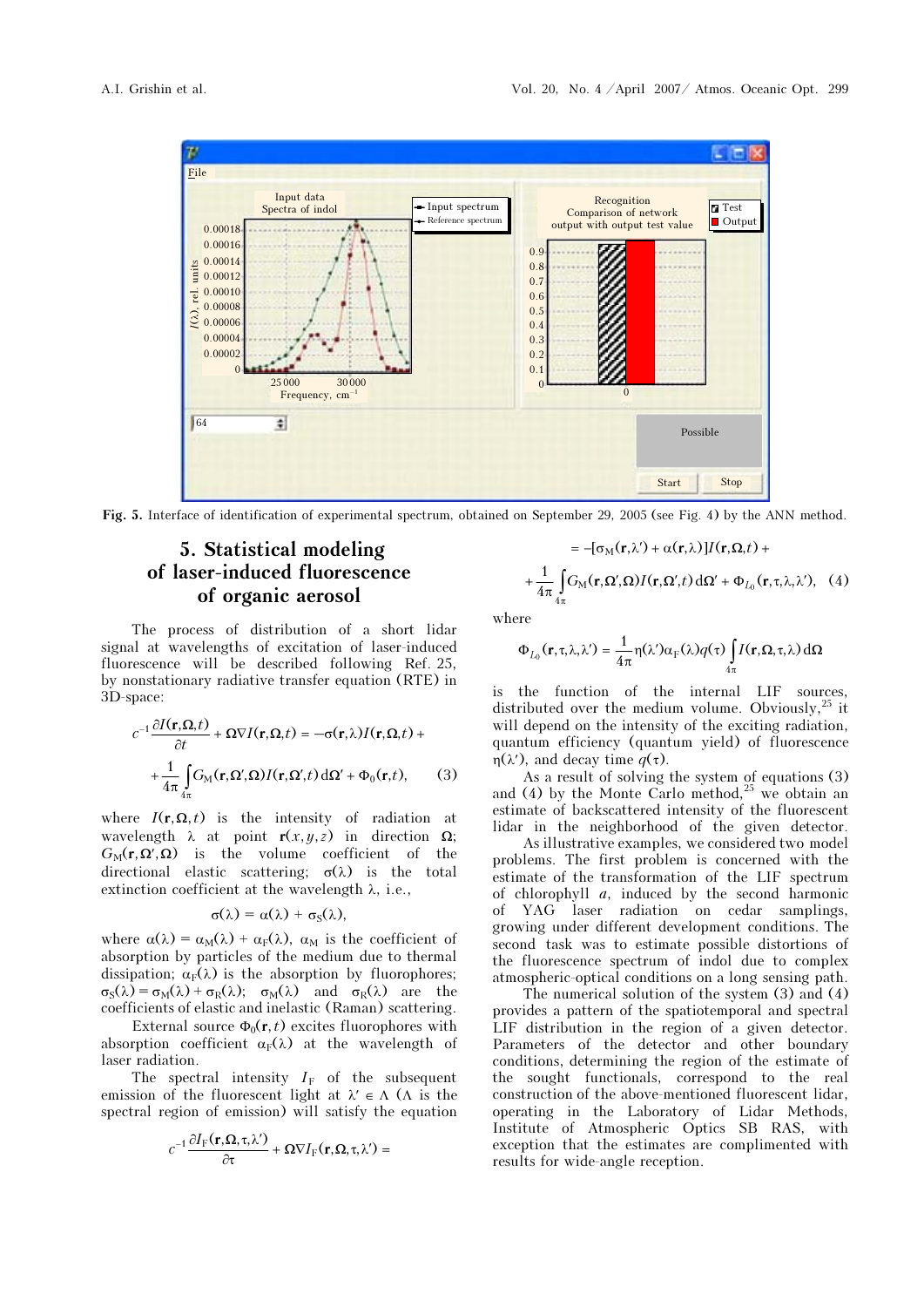Fig. 5. Interface of identification of experimental spectrum, obtained on September 29, 2005 (see Fig. 4) by the ANN method.

## 5. Statistical modeling of laser-induced fluorescence of organic aerosol

The process of distribution of a short lidar signal at wavelengths of excitation of laser-induced fluorescence will be described following Ref. 25, by nonstationary radiative transfer equation (RTE) in 3D-space:

$$c^{-1}\frac{\partial I(\mathbf{r},\Omega,t)}{\partial t} + \Omega\nabla I(\mathbf{r},\Omega,t) = -\sigma(\mathbf{r},\lambda)I(\mathbf{r},\Omega,t) + \frac{1}{4\pi}\int_{4\pi} G_{\rm M}(\mathbf{r},\Omega',\Omega)I(\mathbf{r},\Omega',t)\,{\rm d}\Omega' + \Phi_0(\mathbf{r},t), \qquad (3)$$

where $I(\mathbf{r},\Omega,t)$ is the intensity of radiation at wavelength $\lambda$ at point $\mathbf{r}(x,y,z)$ in direction $\Omega$; $G_{\rm M}(\mathbf{r},\Omega',\Omega)$ is the volume coefficient of the directional elastic scattering; $\sigma(\lambda)$ is the total extinction coefficient at the wavelength $\lambda$, i.e.,

$$\sigma(\lambda) = \alpha(\lambda) + \sigma_{\rm S}(\lambda),$$

where $\alpha(\lambda) = \alpha_{\rm M}(\lambda) + \alpha_{\rm F}(\lambda)$, $\alpha_{\rm M}$ is the coefficient of absorption by particles of the medium due to thermal dissipation; $\alpha_{\rm F}(\lambda)$ is the absorption by fluorophores; $\sigma_{\rm S}(\lambda) = \sigma_{\rm M}(\lambda) + \sigma_{\rm R}(\lambda)$; $\sigma_{\rm M}(\lambda)$ and $\sigma_{\rm R}(\lambda)$ are the coefficients of elastic and inelastic (Raman) scattering.

External source $\Phi_0(\mathbf{r},t)$ excites fluorophores with absorption coefficient $\alpha_{\rm F}(\lambda)$ at the wavelength of laser radiation.

The spectral intensity $I_{\rm F}$ of the subsequent emission of the fluorescent light at $\lambda' \in \Lambda$ ($\Lambda$ is the spectral region of emission) will satisfy the equation

$$c^{-1}\frac{\partial I_{\rm F}(\mathbf{r},\Omega,\tau,\lambda')}{\partial \tau} + \Omega\nabla I_{\rm F}(\mathbf{r},\Omega,\tau,\lambda') = -[\sigma_{\rm M}(\mathbf{r},\lambda') + \alpha(\mathbf{r},\lambda)]I(\mathbf{r},\Omega,t) + \frac{1}{4\pi}\int_{4\pi} G_{\rm M}(\mathbf{r},\Omega',\Omega)I(\mathbf{r},\Omega',t)\,{\rm d}\Omega' + \Phi_{L_0}(\mathbf{r},\tau,\lambda,\lambda'), \quad (4)$$

where

$$\Phi_{L_0}(\mathbf{r},\tau,\lambda,\lambda') = \frac{1}{4\pi}\eta(\lambda')\alpha_{\rm F}(\lambda)q(\tau)\int_{4\pi} I(\mathbf{r},\Omega,\tau,\lambda)\,{\rm d}\Omega$$

is the function of the internal LIF sources, distributed over the medium volume. Obviously,[25] it will depend on the intensity of the exciting radiation, quantum efficiency (quantum yield) of fluorescence $\eta(\lambda')$, and decay time $q(\tau)$.

As a result of solving the system of equations (3) and (4) by the Monte Carlo method,[25] we obtain an estimate of backscattered intensity of the fluorescent lidar in the neighborhood of the given detector.

As illustrative examples, we considered two model problems. The first problem is concerned with the estimate of the transformation of the LIF spectrum of chlorophyll *a*, induced by the second harmonic of YAG laser radiation on cedar samplings, growing under different development conditions. The second task was to estimate possible distortions of the fluorescence spectrum of indol due to complex atmospheric-optical conditions on a long sensing path.

The numerical solution of the system (3) and (4) provides a pattern of the spatiotemporal and spectral LIF distribution in the region of a given detector. Parameters of the detector and other boundary conditions, determining the region of the estimate of the sought functionals, correspond to the real construction of the above-mentioned fluorescent lidar, operating in the Laboratory of Lidar Methods, Institute of Atmospheric Optics SB RAS, with exception that the estimates are complimented with results for wide-angle reception.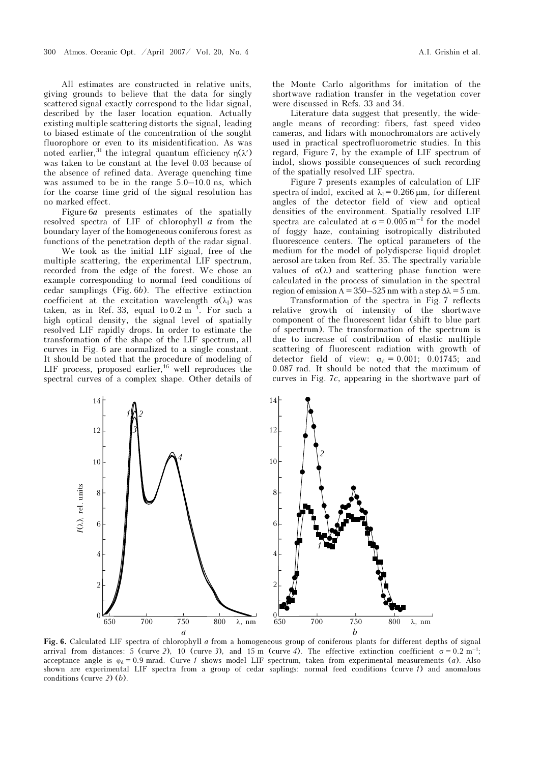All estimates are constructed in relative units, giving grounds to believe that the data for singly scattered signal exactly correspond to the lidar signal, described by the laser location equation. Actually existing multiple scattering distorts the signal, leading to biased estimate of the concentration of the sought fluorophore or even to its misidentification. As was noted earlier,[31] the integral quantum efficiency $\eta(\lambda')$ was taken to be constant at the level 0.03 because of the absence of refined data. Average quenching time was assumed to be in the range 5.0–10.0 ns, which for the coarse time grid of the signal resolution has no marked effect.

Figure 6*a* presents estimates of the spatially resolved spectra of LIF of chlorophyll *a* from the boundary layer of the homogeneous coniferous forest as functions of the penetration depth of the radar signal.

We took as the initial LIF signal, free of the multiple scattering, the experimental LIF spectrum, recorded from the edge of the forest. We chose an example corresponding to normal feed conditions of cedar samplings (Fig. 6*b*). The effective extinction coefficient at the excitation wavelength $\sigma(\lambda_l)$ was taken, as in Ref. 33, equal to $0.2\ \text{m}^{-1}$. For such a high optical density, the signal level of spatially resolved LIF rapidly drops. In order to estimate the transformation of the shape of the LIF spectrum, all curves in Fig. 6 are normalized to a single constant. It should be noted that the procedure of modeling of LIF process, proposed earlier,[16] well reproduces the spectral curves of a complex shape. Other details of the Monte Carlo algorithms for imitation of the shortwave radiation transfer in the vegetation cover were discussed in Refs. 33 and 34.

Literature data suggest that presently, the wide-angle means of recording: fibers, fast speed video cameras, and lidars with monochromators are actively used in practical spectrofluorometric studies. In this regard, Figure 7, by the example of LIF spectrum of indol, shows possible consequences of such recording of the spatially resolved LIF spectra.

Figure 7 presents examples of calculation of LIF spectra of indol, excited at $\lambda_l = 0.266\ \mu\text{m}$, for different angles of the detector field of view and optical densities of the environment. Spatially resolved LIF spectra are calculated at $\sigma = 0.005\ \text{m}^{-1}$ for the model of foggy haze, containing isotropically distributed fluorescence centers. The optical parameters of the medium for the model of polydisperse liquid droplet aerosol are taken from Ref. 35. The spectrally variable values of $\sigma(\lambda)$ and scattering phase function were calculated in the process of simulation in the spectral region of emission $\Lambda = 350$–$525$ nm with a step $\Delta\lambda = 5$ nm.

Transformation of the spectra in Fig. 7 reflects relative growth of intensity of the shortwave component of the fluorescent lidar (shift to blue part of spectrum). The transformation of the spectrum is due to increase of contribution of elastic multiple scattering of fluorescent radiation with growth of detector field of view: $\varphi_d = 0.001$; 0.01745; and 0.087 rad. It should be noted that the maximum of curves in Fig. 7*c*, appearing in the shortwave part of

**Fig. 6.** Calculated LIF spectra of chlorophyll *a* from a homogeneous group of coniferous plants for different depths of signal arrival from distances: 5 (curve *2*), 10 (curve *3*), and 15 m (curve *4*). The effective extinction coefficient $\sigma = 0.2\ \text{m}^{-1}$; acceptance angle is $\varphi_d = 0.9$ mrad. Curve *1* shows model LIF spectrum, taken from experimental measurements (*a*). Also shown are experimental LIF spectra from a group of cedar saplings: normal feed conditions (curve *1*) and anomalous conditions (curve *2*) (*b*).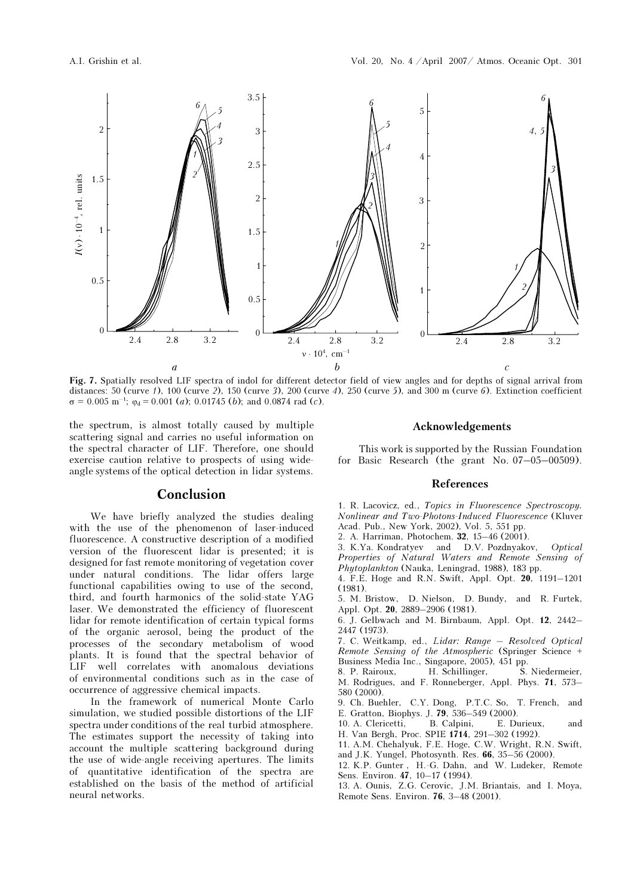**Fig. 7.** Spatially resolved LIF spectra of indol for different detector field of view angles and for depths of signal arrival from distances: 50 (curve *1*), 100 (curve *2*), 150 (curve *3*), 200 (curve *4*), 250 (curve *5*), and 300 m (curve *6*). Extinction coefficient $\sigma = 0.005$ m$^{-1}$; $\varphi_d = 0.001$ (*a*); 0.01745 (*b*); and 0.0874 rad (*c*).

the spectrum, is almost totally caused by multiple scattering signal and carries no useful information on the spectral character of LIF. Therefore, one should exercise caution relative to prospects of using wide-angle systems of the optical detection in lidar systems.

## Conclusion

We have briefly analyzed the studies dealing with the use of the phenomenon of laser-induced fluorescence. A constructive description of a modified version of the fluorescent lidar is presented; it is designed for fast remote monitoring of vegetation cover under natural conditions. The lidar offers large functional capabilities owing to use of the second, third, and fourth harmonics of the solid-state YAG laser. We demonstrated the efficiency of fluorescent lidar for remote identification of certain typical forms of the organic aerosol, being the product of the processes of the secondary metabolism of wood plants. It is found that the spectral behavior of LIF well correlates with anomalous deviations of environmental conditions such as in the case of occurrence of aggressive chemical impacts.

In the framework of numerical Monte Carlo simulation, we studied possible distortions of the LIF spectra under conditions of the real turbid atmosphere. The estimates support the necessity of taking into account the multiple scattering background during the use of wide-angle receiving apertures. The limits of quantitative identification of the spectra are established on the basis of the method of artificial neural networks.

### Acknowledgements

This work is supported by the Russian Foundation for Basic Research (the grant No. 07–05–00509).

### References

1. R. Lacovicz, ed., *Topics in Fluorescence Spectroscopy. Nonlinear and Two-Photons-Induced Fluorescence* (Kluver Acad. Pub., New York, 2002), Vol. 5, 551 pp.
2. A. Harriman, Photochem. **32**, 15–46 (2001).
3. K.Ya. Kondratyev and D.V. Pozdnyakov, *Optical Properties of Natural Waters and Remote Sensing of Phytoplankton* (Nauka, Leningrad, 1988), 183 pp.
4. F.E. Hoge and R.N. Swift, Appl. Opt. **20**, 1191–1201 (1981).
5. M. Bristow, D. Nielson, D. Bundy, and R. Furtek, Appl. Opt. **20**, 2889–2906 (1981).
6. J. Gelbwach and M. Birnbaum, Appl. Opt. **12**, 2442–2447 (1973).
7. C. Weitkamp, ed., *Lidar: Range – Resolved Optical Remote Sensing of the Atmospheric* (Springer Science + Business Media Inc., Singapore, 2005), 451 pp.
8. P. Rairoux, H. Schillinger, S. Niedermeier, M. Rodrigues, and F. Ronneberger, Appl. Phys. **71**, 573–580 (2000).
9. Ch. Buehler, C.Y. Dong, P.T.C. So, T. French, and E. Gratton, Biophys. J. **79**, 536–549 (2000).
10. A. Clericetti, B. Calpini, E. Durieux, and H. Van Bergh, Proc. SPIE **1714**, 291–302 (1992).
11. A.M. Chehalyuk, F.E. Hoge, C.W. Wright, R.N. Swift, and J.K. Yungel, Photosynth. Res. **66**, 35–56 (2000).
12. K.P. Gunter , H.-G. Dahn, and W. Ludeker, Remote Sens. Environ. **47**, 10–17 (1994).
13. A. Ounis, Z.G. Cerovic, J.M. Briantais, and I. Moya, Remote Sens. Environ. **76**, 3–48 (2001).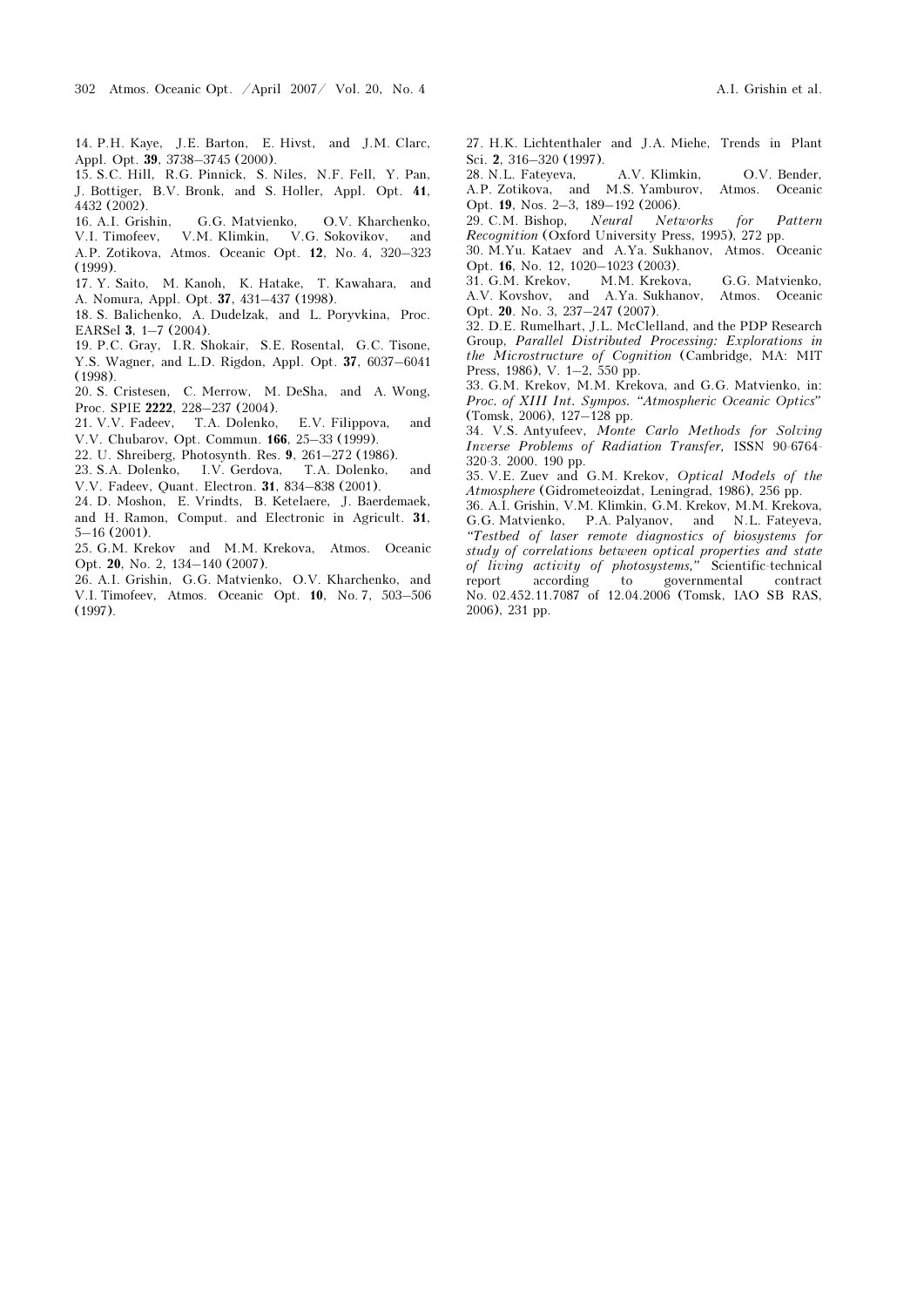14. P.H. Kaye, J.E. Barton, E. Hivst, and J.M. Clarc, Appl. Opt. **39**, 3738–3745 (2000).

15. S.C. Hill, R.G. Pinnick, S. Niles, N.F. Fell, Y. Pan, J. Bottiger, B.V. Bronk, and S. Holler, Appl. Opt. **41**, 4432 (2002).

16. A.I. Grishin, G.G. Matvienko, O.V. Kharchenko, V.I. Timofeev, V.M. Klimkin, V.G. Sokovikov, and A.P. Zotikova, Atmos. Oceanic Opt. **12**, No. 4, 320–323 (1999).

17. Y. Saito, M. Kanoh, K. Hatake, T. Kawahara, and A. Nomura, Appl. Opt. **37**, 431–437 (1998).

18. S. Balichenko, A. Dudelzak, and L. Poryvkina, Proc. EARSel **3**, 1–7 (2004).

19. P.C. Gray, I.R. Shokair, S.E. Rosental, G.C. Tisone, Y.S. Wagner, and L.D. Rigdon, Appl. Opt. **37**, 6037–6041 (1998).

20. S. Cristesen, C. Merrow, M. DeSha, and A. Wong, Proc. SPIE **2222**, 228–237 (2004).

21. V.V. Fadeev, T.A. Dolenko, E.V. Filippova, and V.V. Chubarov, Opt. Commun. **166**, 25–33 (1999).

22. U. Shreiberg, Photosynth. Res. **9**, 261–272 (1986).

23. S.A. Dolenko, I.V. Gerdova, T.A. Dolenko, and V.V. Fadeev, Quant. Electron. **31**, 834–838 (2001).

24. D. Moshon, E. Vrindts, B. Ketelaere, J. Baerdemaek, and H. Ramon, Comput. and Electronic in Agricult. **31**, 5–16 (2001).

25. G.M. Krekov and M.M. Krekova, Atmos. Oceanic Opt. **20**, No. 2, 134–140 (2007).

26. A.I. Grishin, G.G. Matvienko, O.V. Kharchenko, and V.I. Timofeev, Atmos. Oceanic Opt. **10**, No. 7, 503–506 (1997).

27. H.K. Lichtenthaler and J.A. Miehe, Trends in Plant Sci. **2**, 316–320 (1997).

28. N.L. Fateyeva, A.V. Klimkin, O.V. Bender, A.P. Zotikova, and M.S. Yamburov, Atmos. Oceanic Opt. **19**, Nos. 2–3, 189–192 (2006).

29. C.M. Bishop, *Neural Networks for Pattern Recognition* (Oxford University Press, 1995), 272 pp.

30. M.Yu. Kataev and A.Ya. Sukhanov, Atmos. Oceanic Opt. **16**, No. 12, 1020–1023 (2003).

31. G.M. Krekov, M.M. Krekova, G.G. Matvienko, A.V. Kovshov, and A.Ya. Sukhanov, Atmos. Oceanic Opt. **20**. No. 3, 237–247 (2007).

32. D.E. Rumelhart, J.L. McClelland, and the PDP Research Group, *Parallel Distributed Processing: Explorations in the Microstructure of Cognition* (Cambridge, MA: MIT Press, 1986), V. 1–2, 550 pp.

33. G.M. Krekov, M.M. Krekova, and G.G. Matvienko, in: *Proc. of XIII Int. Sympos. "Atmospheric Oceanic Optics"* (Tomsk, 2006), 127–128 pp.

34. V.S. Antyufeev, *Monte Carlo Methods for Solving Inverse Problems of Radiation Transfer,* ISSN 90-6764-320-3. 2000. 190 pp.

35. V.E. Zuev and G.M. Krekov, *Optical Models of the Atmosphere* (Gidrometeoizdat, Leningrad, 1986), 256 pp.

36. A.I. Grishin, V.M. Klimkin, G.M. Krekov, M.M. Krekova, G.G. Matvienko, P.A. Palyanov, and N.L. Fateyeva, *"Testbed of laser remote diagnostics of biosystems for study of correlations between optical properties and state of living activity of photosystems,"* Scientific-technical report according to governmental contract No. 02.452.11.7087 of 12.04.2006 (Tomsk, IAO SB RAS, 2006), 231 pp.